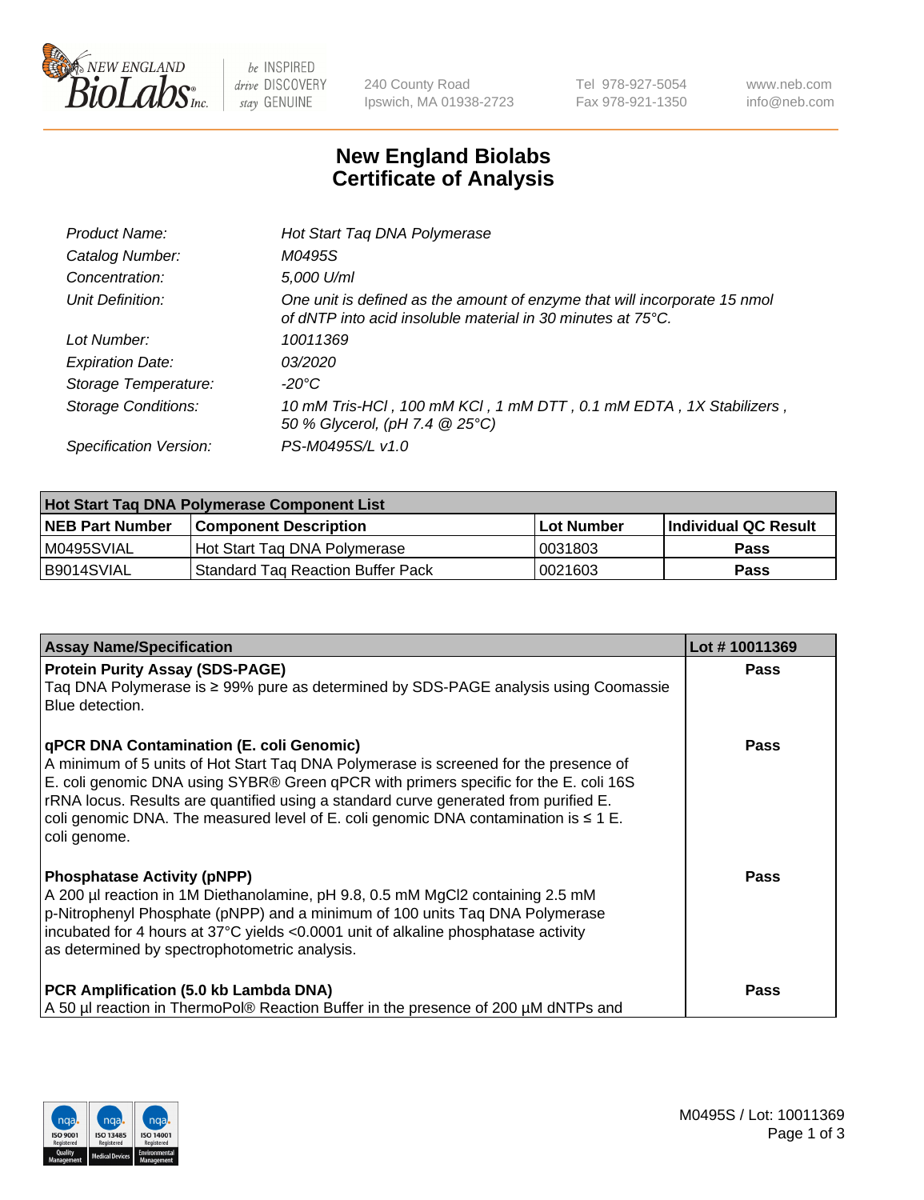New England BioLabs Inc. — be INSPIRED drive DISCOVERY stay GENUINE

240 County Road
Ipswich, MA 01938-2723

Tel 978-927-5054
Fax 978-921-1350

www.neb.com
info@neb.com

# New England Biolabs
# Certificate of Analysis

| | |
|---|---|
| *Product Name:* | *Hot Start Taq DNA Polymerase* |
| *Catalog Number:* | *M0495S* |
| *Concentration:* | *5,000 U/ml* |
| *Unit Definition:* | *One unit is defined as the amount of enzyme that will incorporate 15 nmol of dNTP into acid insoluble material in 30 minutes at 75°C.* |
| *Lot Number:* | *10011369* |
| *Expiration Date:* | *03/2020* |
| *Storage Temperature:* | *-20°C* |
| *Storage Conditions:* | *10 mM Tris-HCl , 100 mM KCl , 1 mM DTT , 0.1 mM EDTA , 1X Stabilizers , 50 % Glycerol, (pH 7.4 @ 25°C)* |
| *Specification Version:* | *PS-M0495S/L v1.0* |

| **Hot Start Taq DNA Polymerase Component List** | | | |
|---|---|---|---|
| **NEB Part Number** | **Component Description** | **Lot Number** | **Individual QC Result** |
| M0495SVIAL | Hot Start Taq DNA Polymerase | 0031803 | **Pass** |
| B9014SVIAL | Standard Taq Reaction Buffer Pack | 0021603 | **Pass** |

| **Assay Name/Specification** | **Lot # 10011369** |
|---|---|
| **Protein Purity Assay (SDS-PAGE)** Taq DNA Polymerase is ≥ 99% pure as determined by SDS-PAGE analysis using Coomassie Blue detection. | **Pass** |
| **qPCR DNA Contamination (E. coli Genomic)** A minimum of 5 units of Hot Start Taq DNA Polymerase is screened for the presence of E. coli genomic DNA using SYBR® Green qPCR with primers specific for the E. coli 16S rRNA locus. Results are quantified using a standard curve generated from purified E. coli genomic DNA. The measured level of E. coli genomic DNA contamination is ≤ 1 E. coli genome. | **Pass** |
| **Phosphatase Activity (pNPP)** A 200 µl reaction in 1M Diethanolamine, pH 9.8, 0.5 mM $MgCl_2$ containing 2.5 mM p-Nitrophenyl Phosphate (pNPP) and a minimum of 100 units Taq DNA Polymerase incubated for 4 hours at 37°C yields <0.0001 unit of alkaline phosphatase activity as determined by spectrophotometric analysis. | **Pass** |
| **PCR Amplification (5.0 kb Lambda DNA)** A 50 µl reaction in ThermoPol® Reaction Buffer in the presence of 200 µM dNTPs and | **Pass** |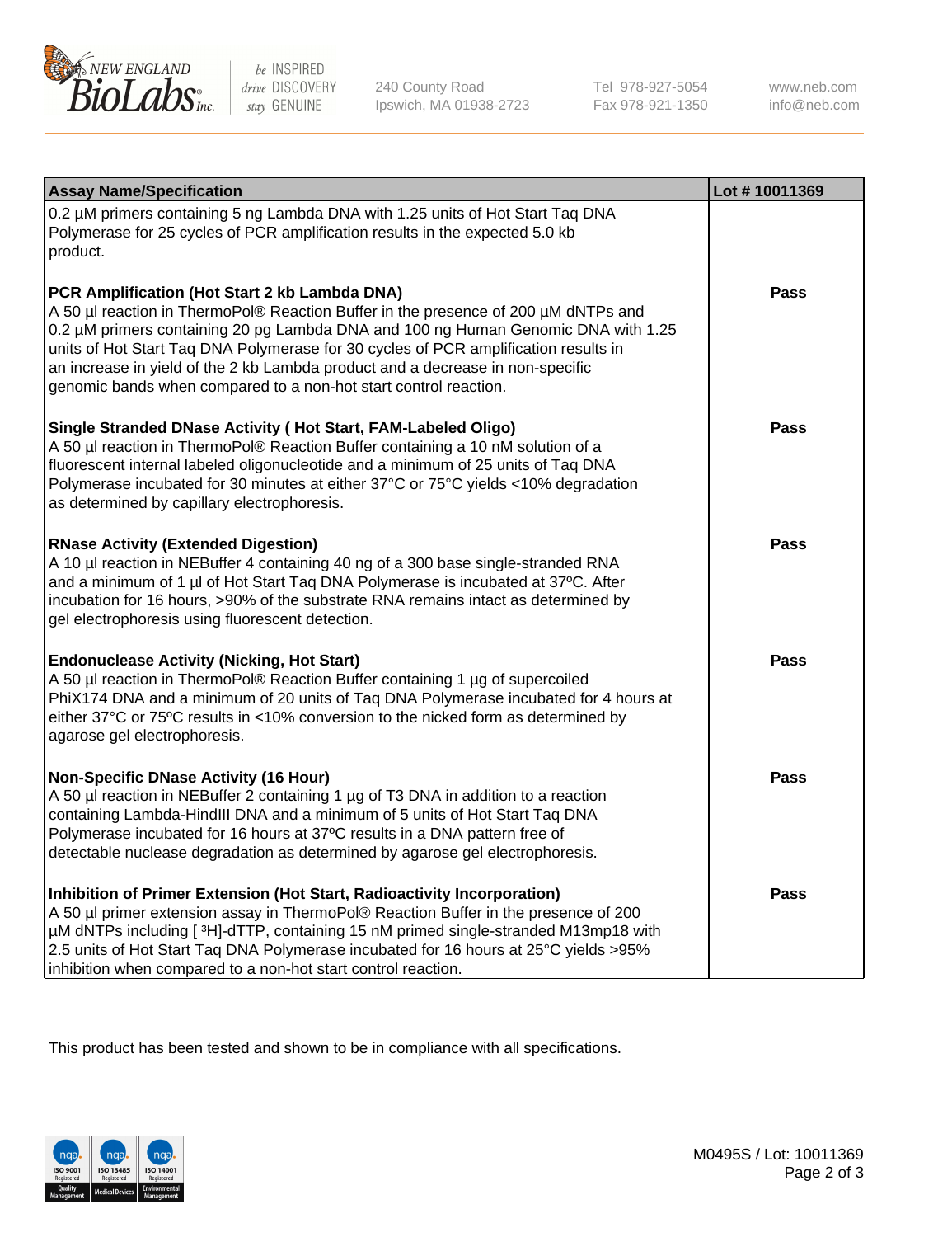| Assay Name/Specification | Lot # 10011369 |
| --- | --- |
| 0.2 µM primers containing 5 ng Lambda DNA with 1.25 units of Hot Start Taq DNA Polymerase for 25 cycles of PCR amplification results in the expected 5.0 kb product. | |
| **PCR Amplification (Hot Start 2 kb Lambda DNA)**<br>A 50 µl reaction in ThermoPol® Reaction Buffer in the presence of 200 µM dNTPs and 0.2 µM primers containing 20 pg Lambda DNA and 100 ng Human Genomic DNA with 1.25 units of Hot Start Taq DNA Polymerase for 30 cycles of PCR amplification results in an increase in yield of the 2 kb Lambda product and a decrease in non-specific genomic bands when compared to a non-hot start control reaction. | **Pass** |
| **Single Stranded DNase Activity ( Hot Start, FAM-Labeled Oligo)**<br>A 50 µl reaction in ThermoPol® Reaction Buffer containing a 10 nM solution of a fluorescent internal labeled oligonucleotide and a minimum of 25 units of Taq DNA Polymerase incubated for 30 minutes at either 37°C or 75°C yields <10% degradation as determined by capillary electrophoresis. | **Pass** |
| **RNase Activity (Extended Digestion)**<br>A 10 µl reaction in NEBuffer 4 containing 40 ng of a 300 base single-stranded RNA and a minimum of 1 µl of Hot Start Taq DNA Polymerase is incubated at 37ºC. After incubation for 16 hours, >90% of the substrate RNA remains intact as determined by gel electrophoresis using fluorescent detection. | **Pass** |
| **Endonuclease Activity (Nicking, Hot Start)**<br>A 50 µl reaction in ThermoPol® Reaction Buffer containing 1 µg of supercoiled PhiX174 DNA and a minimum of 20 units of Taq DNA Polymerase incubated for 4 hours at either 37°C or 75ºC results in <10% conversion to the nicked form as determined by agarose gel electrophoresis. | **Pass** |
| **Non-Specific DNase Activity (16 Hour)**<br>A 50 µl reaction in NEBuffer 2 containing 1 µg of T3 DNA in addition to a reaction containing Lambda-HindIII DNA and a minimum of 5 units of Hot Start Taq DNA Polymerase incubated for 16 hours at 37ºC results in a DNA pattern free of detectable nuclease degradation as determined by agarose gel electrophoresis. | **Pass** |
| **Inhibition of Primer Extension (Hot Start, Radioactivity Incorporation)**<br>A 50 µl primer extension assay in ThermoPol® Reaction Buffer in the presence of 200 µM dNTPs including [ $^3$H]-dTTP, containing 15 nM primed single-stranded M13mp18 with 2.5 units of Hot Start Taq DNA Polymerase incubated for 16 hours at 25°C yields >95% inhibition when compared to a non-hot start control reaction. | **Pass** |

This product has been tested and shown to be in compliance with all specifications.

M0495S / Lot: 10011369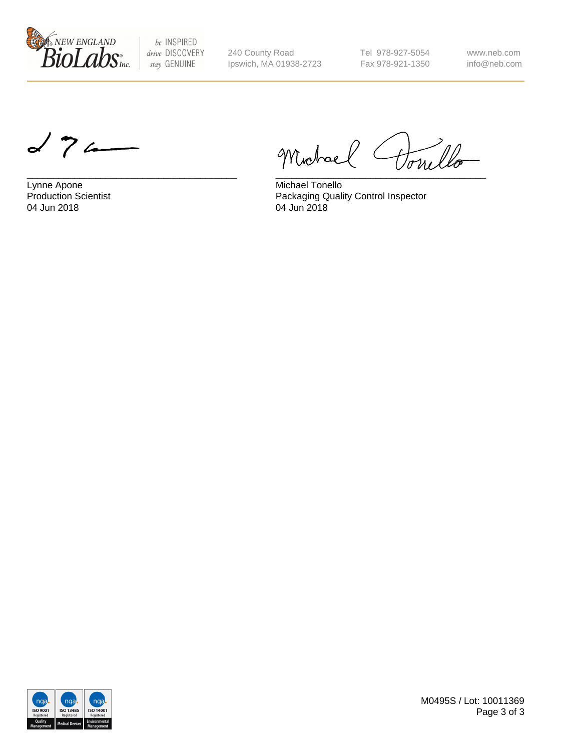New England BioLabs Inc. — be INSPIRED drive DISCOVERY stay GENUINE

240 County Road
Ipswich, MA 01938-2723

Tel 978-927-5054
Fax 978-921-1350

www.neb.com
info@neb.com

Lynne Apone
Production Scientist
04 Jun 2018

Michael Tonello
Packaging Quality Control Inspector
04 Jun 2018

M0495S / Lot: 10011369